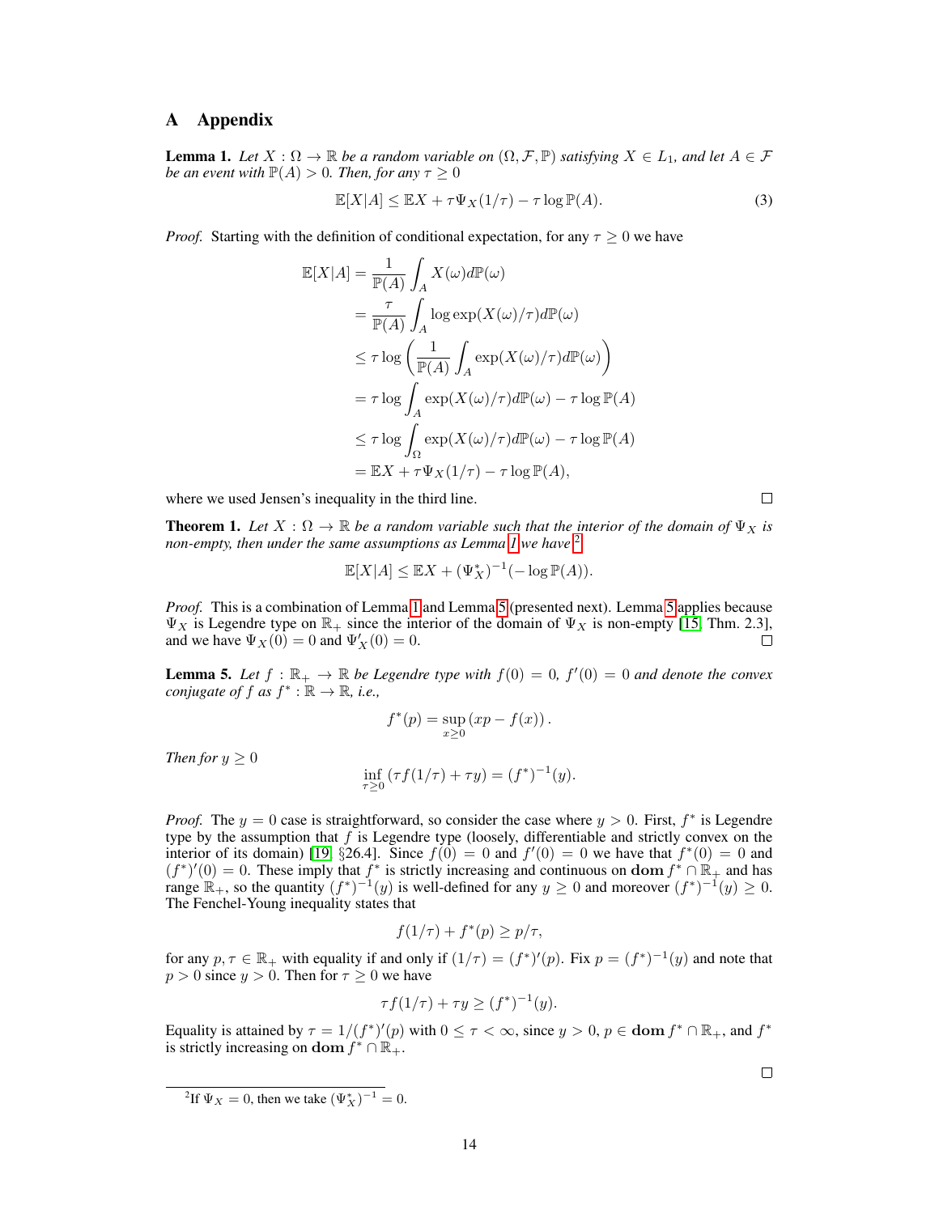# A Appendix

**Lemma 1.** *Let $X : \Omega \to \mathbb{R}$ be a random variable on $(\Omega, \mathcal{F}, \mathbb{P})$ satisfying $X \in L_1$, and let $A \in \mathcal{F}$ be an event with $\mathbb{P}(A) > 0$. Then, for any $\tau \geq 0$*

$$\mathbb{E}[X|A] \leq \mathbb{E}X + \tau \Psi_X(1/\tau) - \tau \log \mathbb{P}(A). \tag{3}$$

*Proof.* Starting with the definition of conditional expectation, for any $\tau \geq 0$ we have

$$\begin{aligned}
\mathbb{E}[X|A] &= \frac{1}{\mathbb{P}(A)} \int_A X(\omega) d\mathbb{P}(\omega) \\
&= \frac{\tau}{\mathbb{P}(A)} \int_A \log \exp(X(\omega)/\tau) d\mathbb{P}(\omega) \\
&\leq \tau \log \left( \frac{1}{\mathbb{P}(A)} \int_A \exp(X(\omega)/\tau) d\mathbb{P}(\omega) \right) \\
&= \tau \log \int_A \exp(X(\omega)/\tau) d\mathbb{P}(\omega) - \tau \log \mathbb{P}(A) \\
&\leq \tau \log \int_\Omega \exp(X(\omega)/\tau) d\mathbb{P}(\omega) - \tau \log \mathbb{P}(A) \\
&= \mathbb{E}X + \tau \Psi_X(1/\tau) - \tau \log \mathbb{P}(A),
\end{aligned}$$

where we used Jensen's inequality in the third line. □

**Theorem 1.** *Let $X : \Omega \to \mathbb{R}$ be a random variable such that the interior of the domain of $\Psi_X$ is non-empty, then under the same assumptions as Lemma 1 we have* [2]

$$\mathbb{E}[X|A] \leq \mathbb{E}X + (\Psi_X^*)^{-1}(-\log \mathbb{P}(A)).$$

*Proof.* This is a combination of Lemma 1 and Lemma 5 (presented next). Lemma 5 applies because $\Psi_X$ is Legendre type on $\mathbb{R}_+$ since the interior of the domain of $\Psi_X$ is non-empty [15, Thm. 2.3], and we have $\Psi_X(0) = 0$ and $\Psi_X'(0) = 0$. □

**Lemma 5.** *Let $f : \mathbb{R}_+ \to \mathbb{R}$ be Legendre type with $f(0) = 0$, $f'(0) = 0$ and denote the convex conjugate of $f$ as $f^* : \mathbb{R} \to \mathbb{R}$, i.e.,*

$$f^*(p) = \sup_{x \geq 0} (xp - f(x)).$$

*Then for $y \geq 0$*

$$\inf_{\tau \geq 0} (\tau f(1/\tau) + \tau y) = (f^*)^{-1}(y).$$

*Proof.* The $y = 0$ case is straightforward, so consider the case where $y > 0$. First, $f^*$ is Legendre type by the assumption that $f$ is Legendre type (loosely, differentiable and strictly convex on the interior of its domain) [19, §26.4]. Since $f(0) = 0$ and $f'(0) = 0$ we have that $f^*(0) = 0$ and $(f^*)'(0) = 0$. These imply that $f^*$ is strictly increasing and continuous on $\mathbf{dom}\, f^* \cap \mathbb{R}_+$ and has range $\mathbb{R}_+$, so the quantity $(f^*)^{-1}(y)$ is well-defined for any $y \geq 0$ and moreover $(f^*)^{-1}(y) \geq 0$. The Fenchel-Young inequality states that

$$f(1/\tau) + f^*(p) \geq p/\tau,$$

for any $p, \tau \in \mathbb{R}_+$ with equality if and only if $(1/\tau) = (f^*)'(p)$. Fix $p = (f^*)^{-1}(y)$ and note that $p > 0$ since $y > 0$. Then for $\tau \geq 0$ we have

$$\tau f(1/\tau) + \tau y \geq (f^*)^{-1}(y).$$

Equality is attained by $\tau = 1/(f^*)'(p)$ with $0 \leq \tau < \infty$, since $y > 0$, $p \in \mathbf{dom}\, f^* \cap \mathbb{R}_+$, and $f^*$ is strictly increasing on $\mathbf{dom}\, f^* \cap \mathbb{R}_+$. □

[2] If $\Psi_X = 0$, then we take $(\Psi_X^*)^{-1} = 0$.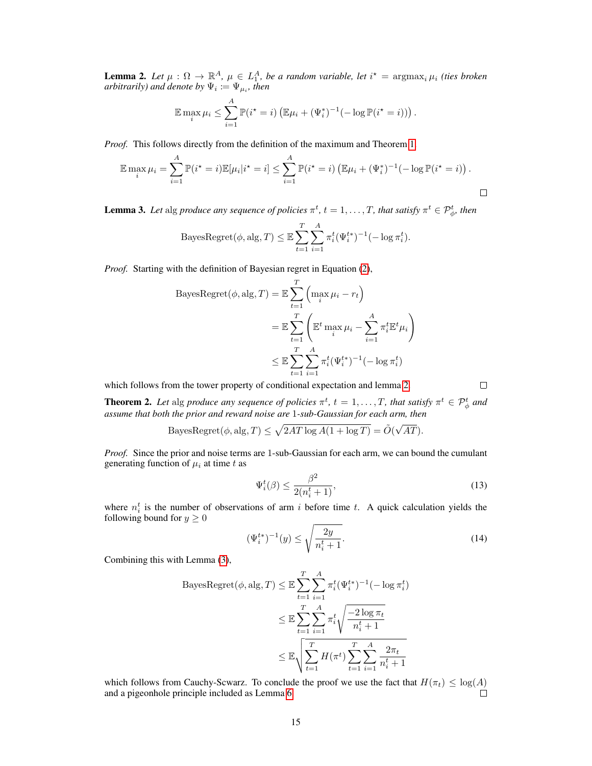**Lemma 2.** *Let $\mu : \Omega \to \mathbb{R}^A$, $\mu \in L_1^A$, be a random variable, let $i^\star = \text{argmax}_i \, \mu_i$ (ties broken arbitrarily) and denote by $\Psi_i := \Psi_{\mu_i}$, then*

$$\mathbb{E} \max_i \mu_i \leq \sum_{i=1}^{A} \mathbb{P}(i^\star = i) \left( \mathbb{E}\mu_i + (\Psi_i^*)^{-1}(-\log \mathbb{P}(i^\star = i)) \right).$$

*Proof.* This follows directly from the definition of the maximum and Theorem 1

$$\mathbb{E} \max_i \mu_i = \sum_{i=1}^{A} \mathbb{P}(i^\star = i) \mathbb{E}[\mu_i | i^\star = i] \leq \sum_{i=1}^{A} \mathbb{P}(i^\star = i) \left( \mathbb{E}\mu_i + (\Psi_i^*)^{-1}(-\log \mathbb{P}(i^\star = i)) \right).$$

□

**Lemma 3.** *Let* alg *produce any sequence of policies $\pi^t$, $t = 1, \ldots, T$, that satisfy $\pi^t \in \mathcal{P}_\phi^t$, then*

$$\text{BayesRegret}(\phi, \text{alg}, T) \leq \mathbb{E} \sum_{t=1}^{T} \sum_{i=1}^{A} \pi_i^t (\Psi_i^{t*})^{-1}(-\log \pi_i^t).$$

*Proof.* Starting with the definition of Bayesian regret in Equation (2),

$$\begin{aligned}
\text{BayesRegret}(\phi, \text{alg}, T) &= \mathbb{E} \sum_{t=1}^{T} \left( \max_i \mu_i - r_t \right) \\
&= \mathbb{E} \sum_{t=1}^{T} \left( \mathbb{E}^t \max_i \mu_i - \sum_{i=1}^{A} \pi_i^t \mathbb{E}^t \mu_i \right) \\
&\leq \mathbb{E} \sum_{t=1}^{T} \sum_{i=1}^{A} \pi_i^t (\Psi_i^{t*})^{-1}(-\log \pi_i^t)
\end{aligned}$$

which follows from the tower property of conditional expectation and lemma 2. □

**Theorem 2.** *Let* alg *produce any sequence of policies $\pi^t$, $t = 1, \ldots, T$, that satisfy $\pi^t \in \mathcal{P}_\phi^t$ and assume that both the prior and reward noise are 1-sub-Gaussian for each arm, then*

$$\text{BayesRegret}(\phi, \text{alg}, T) \leq \sqrt{2AT \log A(1 + \log T)} = \tilde{O}(\sqrt{AT}).$$

*Proof.* Since the prior and noise terms are 1-sub-Gaussian for each arm, we can bound the cumulant generating function of $\mu_i$ at time $t$ as

$$\Psi_i^t(\beta) \leq \frac{\beta^2}{2(n_i^t + 1)}, \tag{13}$$

where $n_i^t$ is the number of observations of arm $i$ before time $t$. A quick calculation yields the following bound for $y \geq 0$

$$(\Psi_i^{t*})^{-1}(y) \leq \sqrt{\frac{2y}{n_i^t + 1}}. \tag{14}$$

Combining this with Lemma (3),

$$\begin{aligned}
\text{BayesRegret}(\phi, \text{alg}, T) &\leq \mathbb{E} \sum_{t=1}^{T} \sum_{i=1}^{A} \pi_i^t (\Psi_i^{t*})^{-1}(-\log \pi_i^t) \\
&\leq \mathbb{E} \sum_{t=1}^{T} \sum_{i=1}^{A} \pi_i^t \sqrt{\frac{-2 \log \pi_t}{n_i^t + 1}} \\
&\leq \mathbb{E} \sqrt{\sum_{t=1}^{T} H(\pi^t) \sum_{t=1}^{T} \sum_{i=1}^{A} \frac{2\pi_t}{n_i^t + 1}}
\end{aligned}$$

which follows from Cauchy-Scwarz. To conclude the proof we use the fact that $H(\pi_t) \leq \log(A)$ and a pigeonhole principle included as Lemma 6. □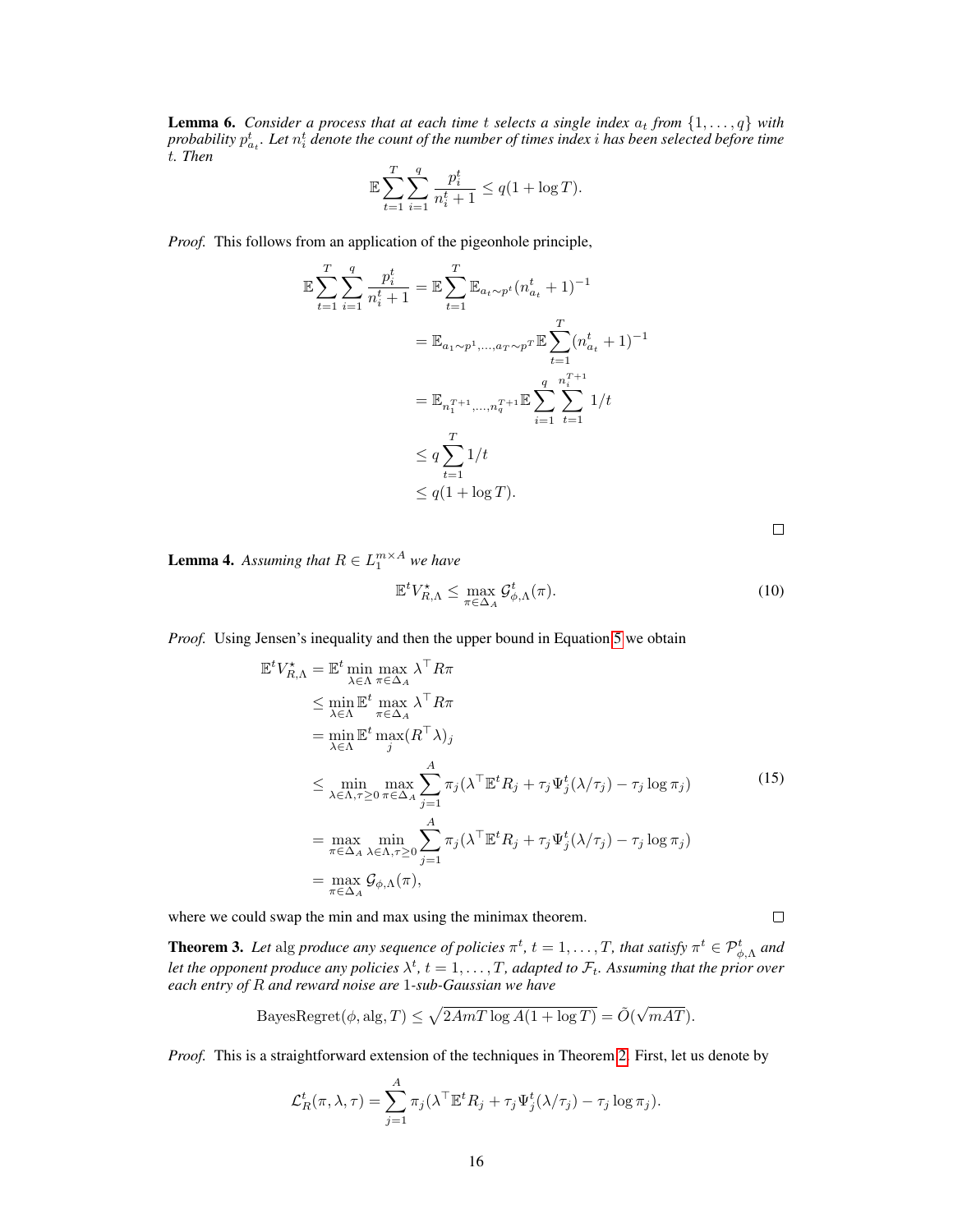**Lemma 6.** *Consider a process that at each time $t$ selects a single index $a_t$ from $\{1, \ldots, q\}$ with probability $p^t_{a_t}$. Let $n^t_i$ denote the count of the number of times index $i$ has been selected before time $t$. Then*

$$\mathbb{E} \sum_{t=1}^{T} \sum_{i=1}^{q} \frac{p_i^t}{n_i^t + 1} \leq q(1 + \log T).$$

*Proof.* This follows from an application of the pigeonhole principle,

$$\begin{aligned}
\mathbb{E} \sum_{t=1}^{T} \sum_{i=1}^{q} \frac{p_i^t}{n_i^t + 1} &= \mathbb{E} \sum_{t=1}^{T} \mathbb{E}_{a_t \sim p^t} (n^t_{a_t} + 1)^{-1} \\
&= \mathbb{E}_{a_1 \sim p^1, \ldots, a_T \sim p^T} \mathbb{E} \sum_{t=1}^{T} (n^t_{a_t} + 1)^{-1} \\
&= \mathbb{E}_{n_1^{T+1}, \ldots, n_q^{T+1}} \mathbb{E} \sum_{i=1}^{q} \sum_{t=1}^{n_i^{T+1}} 1/t \\
&\leq q \sum_{t=1}^{T} 1/t \\
&\leq q(1 + \log T).
\end{aligned}$$

□

**Lemma 4.** *Assuming that $R \in L_1^{m \times A}$ we have*

$$\mathbb{E}^t V^\star_{R,\Lambda} \leq \max_{\pi \in \Delta_A} \mathcal{G}^t_{\phi,\Lambda}(\pi). \tag{10}$$

*Proof.* Using Jensen's inequality and then the upper bound in Equation 5 we obtain

$$\begin{aligned}
\mathbb{E}^t V^\star_{R,\Lambda} &= \mathbb{E}^t \min_{\lambda \in \Lambda} \max_{\pi \in \Delta_A} \lambda^\top R \pi \\
&\leq \min_{\lambda \in \Lambda} \mathbb{E}^t \max_{\pi \in \Delta_A} \lambda^\top R \pi \\
&= \min_{\lambda \in \Lambda} \mathbb{E}^t \max_j (R^\top \lambda)_j \\
&\leq \min_{\lambda \in \Lambda, \tau \geq 0} \max_{\pi \in \Delta_A} \sum_{j=1}^{A} \pi_j (\lambda^\top \mathbb{E}^t R_j + \tau_j \Psi_j^t(\lambda / \tau_j) - \tau_j \log \pi_j) \\
&= \max_{\pi \in \Delta_A} \min_{\lambda \in \Lambda, \tau \geq 0} \sum_{j=1}^{A} \pi_j (\lambda^\top \mathbb{E}^t R_j + \tau_j \Psi_j^t(\lambda / \tau_j) - \tau_j \log \pi_j) \\
&= \max_{\pi \in \Delta_A} \mathcal{G}_{\phi,\Lambda}(\pi),
\end{aligned} \tag{15}$$

where we could swap the min and max using the minimax theorem. □

**Theorem 3.** *Let* alg *produce any sequence of policies $\pi^t$, $t = 1, \ldots, T$, that satisfy $\pi^t \in \mathcal{P}^t_{\phi,\Lambda}$ and let the opponent produce any policies $\lambda^t$, $t = 1, \ldots, T$, adapted to $\mathcal{F}_t$. Assuming that the prior over each entry of $R$ and reward noise are 1-sub-Gaussian we have*

$$\text{BayesRegret}(\phi, \text{alg}, T) \leq \sqrt{2AmT \log A (1 + \log T)} = \tilde{O}(\sqrt{mAT}).$$

*Proof.* This is a straightforward extension of the techniques in Theorem 2. First, let us denote by

$$\mathcal{L}^t_R(\pi, \lambda, \tau) = \sum_{j=1}^{A} \pi_j (\lambda^\top \mathbb{E}^t R_j + \tau_j \Psi_j^t(\lambda / \tau_j) - \tau_j \log \pi_j).$$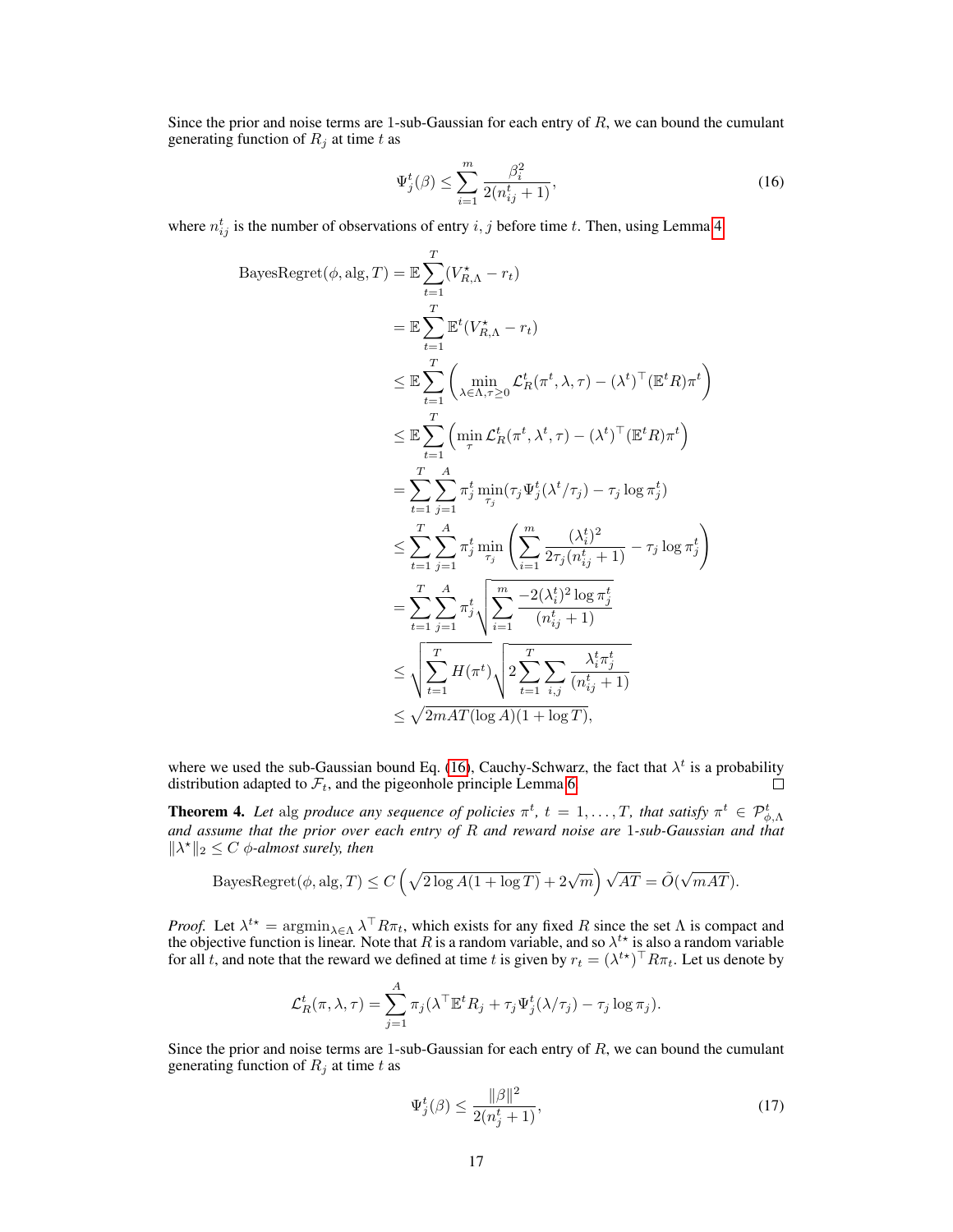Since the prior and noise terms are 1-sub-Gaussian for each entry of $R$, we can bound the cumulant generating function of $R_j$ at time $t$ as

$$\Psi_j^t(\beta) \leq \sum_{i=1}^{m} \frac{\beta_i^2}{2(n_{ij}^t + 1)}, \tag{16}$$

where $n_{ij}^t$ is the number of observations of entry $i, j$ before time $t$. Then, using Lemma 4

$$\begin{aligned}
\text{BayesRegret}(\phi, \text{alg}, T) &= \mathbb{E} \sum_{t=1}^{T} (V_{R,\Lambda}^\star - r_t) \\
&= \mathbb{E} \sum_{t=1}^{T} \mathbb{E}^t (V_{R,\Lambda}^\star - r_t) \\
&\leq \mathbb{E} \sum_{t=1}^{T} \left( \min_{\lambda \in \Lambda, \tau \geq 0} \mathcal{L}_R^t(\pi^t, \lambda, \tau) - (\lambda^t)^\top (\mathbb{E}^t R) \pi^t \right) \\
&\leq \mathbb{E} \sum_{t=1}^{T} \left( \min_{\tau} \mathcal{L}_R^t(\pi^t, \lambda^t, \tau) - (\lambda^t)^\top (\mathbb{E}^t R) \pi^t \right) \\
&= \sum_{t=1}^{T} \sum_{j=1}^{A} \pi_j^t \min_{\tau_j} (\tau_j \Psi_j^t(\lambda^t / \tau_j) - \tau_j \log \pi_j^t) \\
&\leq \sum_{t=1}^{T} \sum_{j=1}^{A} \pi_j^t \min_{\tau_j} \left( \sum_{i=1}^{m} \frac{(\lambda_i^t)^2}{2\tau_j (n_{ij}^t + 1)} - \tau_j \log \pi_j^t \right) \\
&= \sum_{t=1}^{T} \sum_{j=1}^{A} \pi_j^t \sqrt{\sum_{i=1}^{m} \frac{-2(\lambda_i^t)^2 \log \pi_j^t}{(n_{ij}^t + 1)}} \\
&\leq \sqrt{\sum_{t=1}^{T} H(\pi^t)} \sqrt{2 \sum_{t=1}^{T} \sum_{i,j} \frac{\lambda_i^t \pi_j^t}{(n_{ij}^t + 1)}} \\
&\leq \sqrt{2mAT(\log A)(1 + \log T)},
\end{aligned}$$

where we used the sub-Gaussian bound Eq. (16), Cauchy-Schwarz, the fact that $\lambda^t$ is a probability distribution adapted to $\mathcal{F}_t$, and the pigeonhole principle Lemma 6. ∎

**Theorem 4.** *Let* alg *produce any sequence of policies $\pi^t$, $t = 1, \ldots, T$, that satisfy $\pi^t \in \mathcal{P}_{\phi,\Lambda}^t$ and assume that the prior over each entry of $R$ and reward noise are 1-sub-Gaussian and that $\|\lambda^\star\|_2 \leq C$ $\phi$-almost surely, then*

$$\text{BayesRegret}(\phi, \text{alg}, T) \leq C \left( \sqrt{2 \log A (1 + \log T)} + 2\sqrt{m} \right) \sqrt{AT} = \tilde{O}(\sqrt{mAT}).$$

*Proof.* Let $\lambda^{t\star} = \text{argmin}_{\lambda \in \Lambda} \lambda^\top R \pi_t$, which exists for any fixed $R$ since the set $\Lambda$ is compact and the objective function is linear. Note that $R$ is a random variable, and so $\lambda^{t\star}$ is also a random variable for all $t$, and note that the reward we defined at time $t$ is given by $r_t = (\lambda^{t\star})^\top R \pi_t$. Let us denote by

$$\mathcal{L}_R^t(\pi, \lambda, \tau) = \sum_{j=1}^{A} \pi_j (\lambda^\top \mathbb{E}^t R_j + \tau_j \Psi_j^t(\lambda / \tau_j) - \tau_j \log \pi_j).$$

Since the prior and noise terms are 1-sub-Gaussian for each entry of $R$, we can bound the cumulant generating function of $R_j$ at time $t$ as

$$\Psi_j^t(\beta) \leq \frac{\|\beta\|^2}{2(n_j^t + 1)}, \tag{17}$$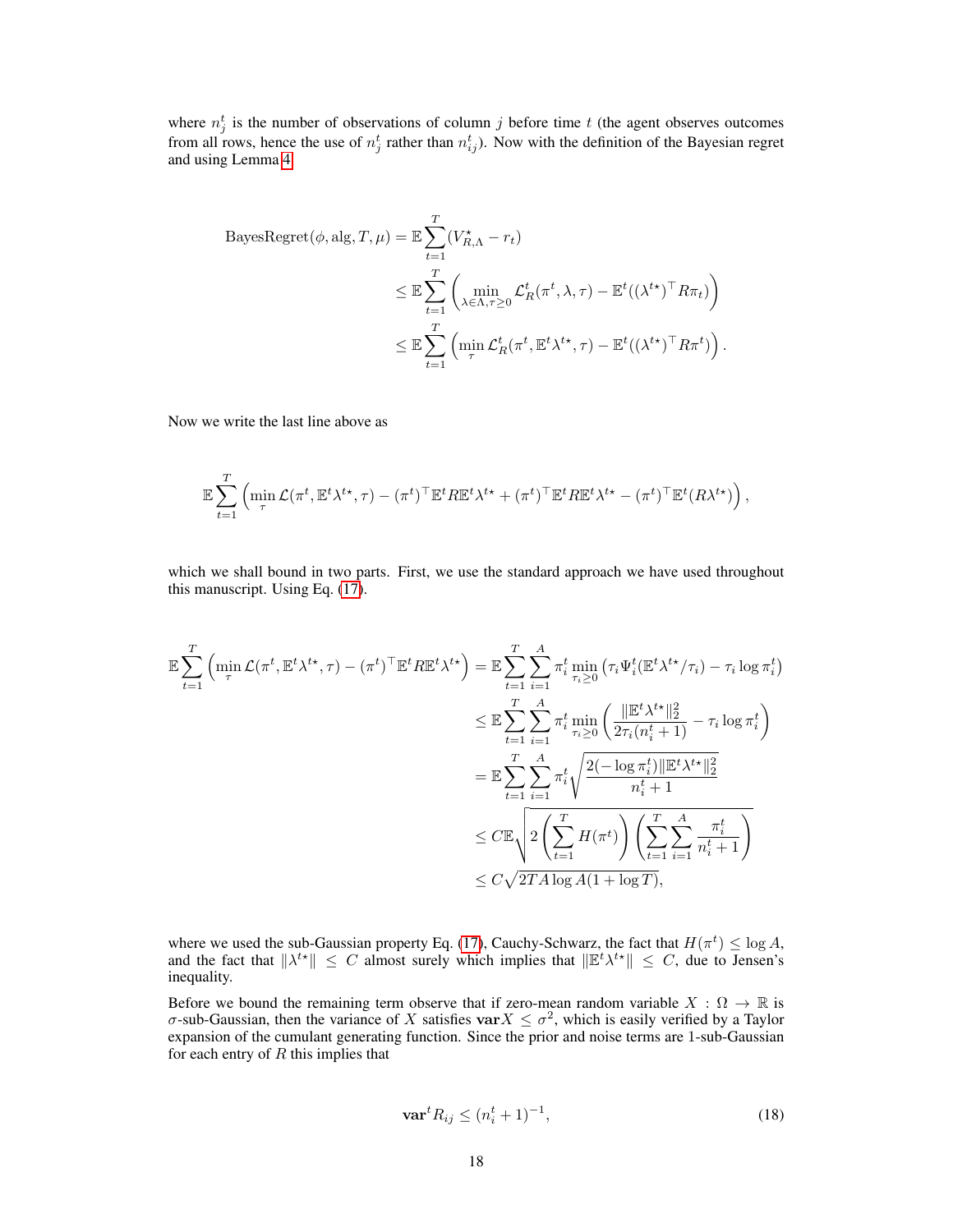where $n_j^t$ is the number of observations of column $j$ before time $t$ (the agent observes outcomes from all rows, hence the use of $n_j^t$ rather than $n_{ij}^t$). Now with the definition of the Bayesian regret and using Lemma 4

$$
\begin{aligned}
\text{BayesRegret}(\phi, \text{alg}, T, \mu) &= \mathbb{E} \sum_{t=1}^{T} (V_{R,\Lambda}^{\star} - r_t) \\
&\leq \mathbb{E} \sum_{t=1}^{T} \left( \min_{\lambda \in \Lambda, \tau \geq 0} \mathcal{L}_R^t(\pi^t, \lambda, \tau) - \mathbb{E}^t((\lambda^{\star})^\top R \pi_t) \right) \\
&\leq \mathbb{E} \sum_{t=1}^{T} \left( \min_{\tau} \mathcal{L}_R^t(\pi^t, \mathbb{E}^t \lambda^{\star}, \tau) - \mathbb{E}^t((\lambda^{\star})^\top R \pi^t) \right).
\end{aligned}
$$

Now we write the last line above as

$$
\mathbb{E} \sum_{t=1}^{T} \left( \min_{\tau} \mathcal{L}(\pi^t, \mathbb{E}^t \lambda^{t\star}, \tau) - (\pi^t)^\top \mathbb{E}^t R \mathbb{E}^t \lambda^{t\star} + (\pi^t)^\top \mathbb{E}^t R \mathbb{E}^t \lambda^{t\star} - (\pi^t)^\top \mathbb{E}^t (R \lambda^{t\star}) \right),
$$

which we shall bound in two parts. First, we use the standard approach we have used throughout this manuscript. Using Eq. (17).

$$
\begin{aligned}
\mathbb{E} \sum_{t=1}^{T} \left( \min_{\tau} \mathcal{L}(\pi^t, \mathbb{E}^t \lambda^{t\star}, \tau) - (\pi^t)^\top \mathbb{E}^t R \mathbb{E}^t \lambda^{t\star} \right) &= \mathbb{E} \sum_{t=1}^{T} \sum_{i=1}^{A} \pi_i^t \min_{\tau_i \geq 0} \left( \tau_i \Psi_i^t (\mathbb{E}^t \lambda^{t\star} / \tau_i) - \tau_i \log \pi_i^t \right) \\
&\leq \mathbb{E} \sum_{t=1}^{T} \sum_{i=1}^{A} \pi_i^t \min_{\tau_i \geq 0} \left( \frac{\|\mathbb{E}^t \lambda^{t\star}\|_2^2}{2\tau_i (n_i^t + 1)} - \tau_i \log \pi_i^t \right) \\
&= \mathbb{E} \sum_{t=1}^{T} \sum_{i=1}^{A} \pi_i^t \sqrt{\frac{2(-\log \pi_i^t) \|\mathbb{E}^t \lambda^{t\star}\|_2^2}{n_i^t + 1}} \\
&\leq C \mathbb{E} \sqrt{2 \left( \sum_{t=1}^{T} H(\pi^t) \right) \left( \sum_{t=1}^{T} \sum_{i=1}^{A} \frac{\pi_i^t}{n_i^t + 1} \right)} \\
&\leq C \sqrt{2TA \log A (1 + \log T)},
\end{aligned}
$$

where we used the sub-Gaussian property Eq. (17), Cauchy-Schwarz, the fact that $H(\pi^t) \leq \log A$, and the fact that $\|\lambda^{t\star}\| \leq C$ almost surely which implies that $\|\mathbb{E}^t \lambda^{t\star}\| \leq C$, due to Jensen's inequality.

Before we bound the remaining term observe that if zero-mean random variable $X : \Omega \to \mathbb{R}$ is $\sigma$-sub-Gaussian, then the variance of $X$ satisfies $\mathbf{var} X \leq \sigma^2$, which is easily verified by a Taylor expansion of the cumulant generating function. Since the prior and noise terms are 1-sub-Gaussian for each entry of $R$ this implies that

$$
\mathbf{var}^t R_{ij} \leq (n_i^t + 1)^{-1}, \tag{18}
$$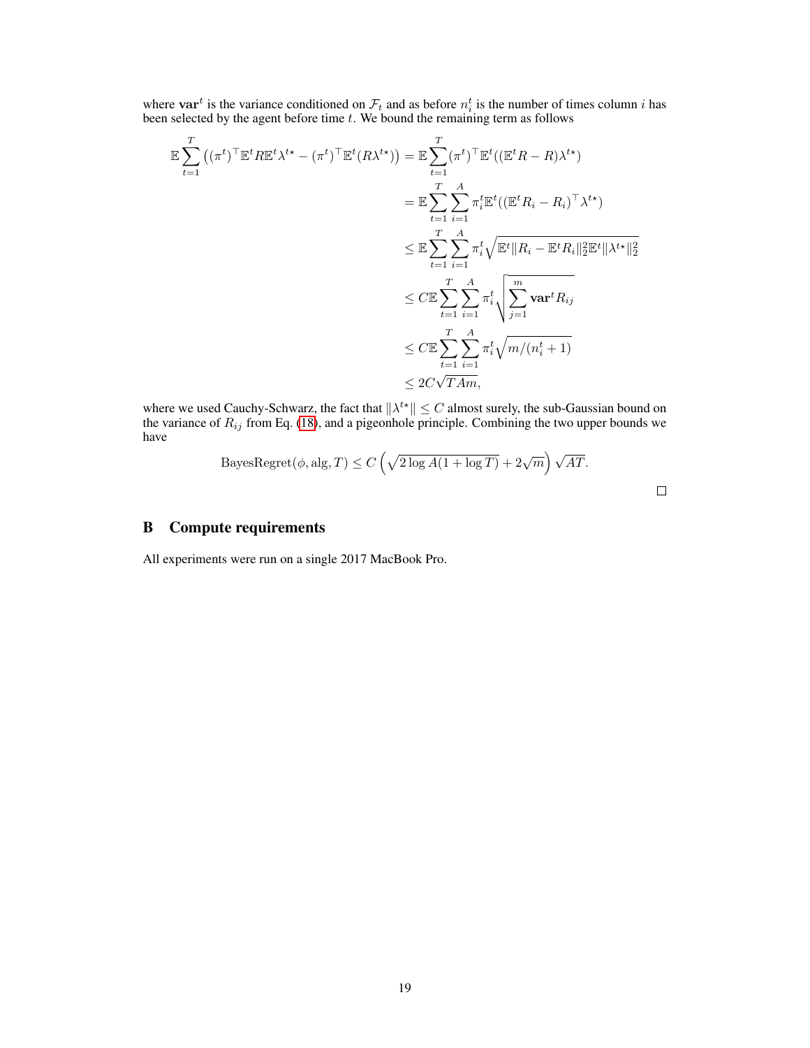where $\mathbf{var}^t$ is the variance conditioned on $\mathcal{F}_t$ and as before $n_i^t$ is the number of times column $i$ has been selected by the agent before time $t$. We bound the remaining term as follows

$$
\begin{aligned}
\mathbb{E}\sum_{t=1}^{T}\left((\pi^t)^\top \mathbb{E}^t R \mathbb{E}^t \lambda^{t\star} - (\pi^t)^\top \mathbb{E}^t (R\lambda^{t\star})\right) &= \mathbb{E}\sum_{t=1}^{T}(\pi^t)^\top \mathbb{E}^t((\mathbb{E}^t R - R)\lambda^{t\star}) \\
&= \mathbb{E}\sum_{t=1}^{T}\sum_{i=1}^{A}\pi_i^t \mathbb{E}^t((\mathbb{E}^t R_i - R_i)^\top \lambda^{t\star}) \\
&\leq \mathbb{E}\sum_{t=1}^{T}\sum_{i=1}^{A}\pi_i^t \sqrt{\mathbb{E}^t\|R_i - \mathbb{E}^t R_i\|_2^2 \mathbb{E}^t\|\lambda^{t\star}\|_2^2} \\
&\leq C\mathbb{E}\sum_{t=1}^{T}\sum_{i=1}^{A}\pi_i^t \sqrt{\sum_{j=1}^{m}\mathbf{var}^t R_{ij}} \\
&\leq C\mathbb{E}\sum_{t=1}^{T}\sum_{i=1}^{A}\pi_i^t \sqrt{m/(n_i^t+1)} \\
&\leq 2C\sqrt{TAm},
\end{aligned}
$$

where we used Cauchy-Schwarz, the fact that $\|\lambda^{t\star}\| \leq C$ almost surely, the sub-Gaussian bound on the variance of $R_{ij}$ from Eq. (18), and a pigeonhole principle. Combining the two upper bounds we have

$$
\mathrm{BayesRegret}(\phi, \mathrm{alg}, T) \leq C\left(\sqrt{2\log A(1+\log T)} + 2\sqrt{m}\right)\sqrt{AT}.
$$

□

# B Compute requirements

All experiments were run on a single 2017 MacBook Pro.